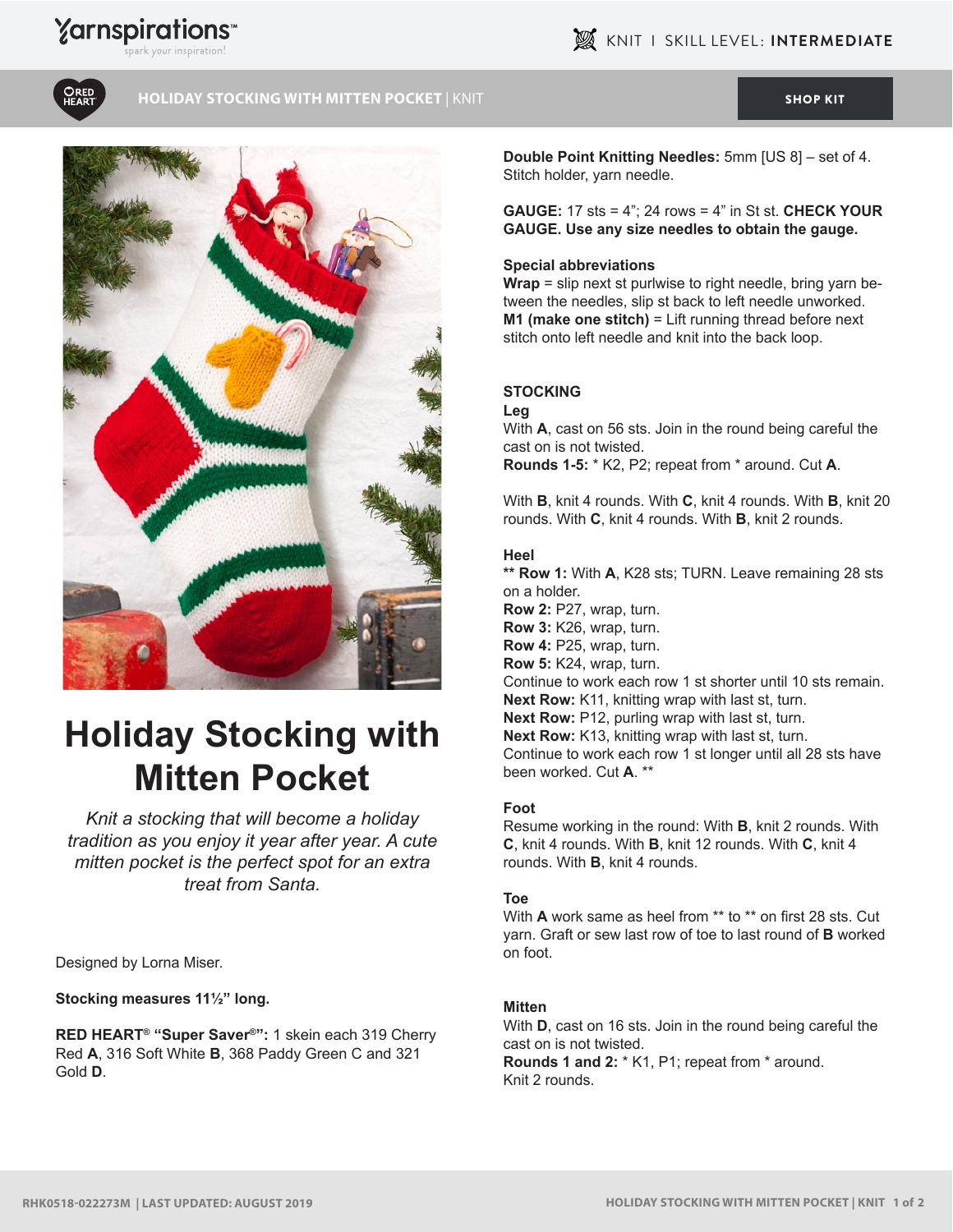KNIT | SKILL LEVEL: **INTERMEDIATE**

**HOLIDAY STOCKING WITH MITTEN POCKET** | KNIT

# Holiday Stocking with Mitten Pocket

*Knit a stocking that will become a holiday tradition as you enjoy it year after year. A cute mitten pocket is the perfect spot for an extra treat from Santa.*

Designed by Lorna Miser.

**Stocking measures 11½" long.**

**RED HEART® "Super Saver®":** 1 skein each 319 Cherry Red **A**, 316 Soft White **B**, 368 Paddy Green C and 321 Gold **D**.

**Double Point Knitting Needles:** 5mm [US 8] – set of 4. Stitch holder, yarn needle.

**GAUGE:** 17 sts = 4"; 24 rows = 4" in St st. **CHECK YOUR GAUGE. Use any size needles to obtain the gauge.**

**Special abbreviations**

**Wrap** = slip next st purlwise to right needle, bring yarn between the needles, slip st back to left needle unworked.

**M1 (make one stitch)** = Lift running thread before next stitch onto left needle and knit into the back loop.

## STOCKING

### Leg

With **A**, cast on 56 sts. Join in the round being careful the cast on is not twisted.

**Rounds 1-5:** * K2, P2; repeat from * around. Cut **A**.

With **B**, knit 4 rounds. With **C**, knit 4 rounds. With **B**, knit 20 rounds. With **C**, knit 4 rounds. With **B**, knit 2 rounds.

### Heel

**** Row 1:** With **A**, K28 sts; TURN. Leave remaining 28 sts on a holder.

**Row 2:** P27, wrap, turn.

**Row 3:** K26, wrap, turn.

**Row 4:** P25, wrap, turn.

**Row 5:** K24, wrap, turn.

Continue to work each row 1 st shorter until 10 sts remain.

**Next Row:** K11, knitting wrap with last st, turn.

**Next Row:** P12, purling wrap with last st, turn.

**Next Row:** K13, knitting wrap with last st, turn.

Continue to work each row 1 st longer until all 28 sts have been worked. Cut **A**. **

### Foot

Resume working in the round: With **B**, knit 2 rounds. With **C**, knit 4 rounds. With **B**, knit 12 rounds. With **C**, knit 4 rounds. With **B**, knit 4 rounds.

### Toe

With **A** work same as heel from ** to ** on first 28 sts. Cut yarn. Graft or sew last row of toe to last round of **B** worked on foot.

### Mitten

With **D**, cast on 16 sts. Join in the round being careful the cast on is not twisted.

**Rounds 1 and 2:** * K1, P1; repeat from * around.

Knit 2 rounds.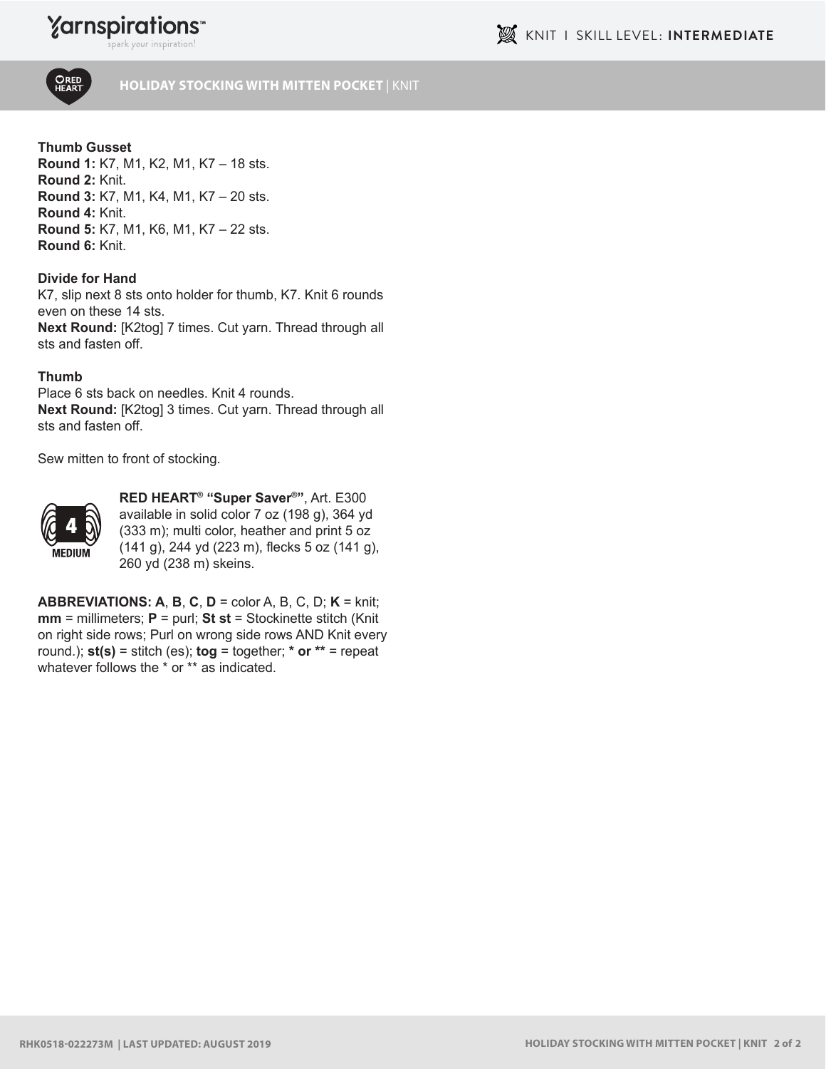### Thumb Gusset

**Round 1:** K7, M1, K2, M1, K7 – 18 sts.
**Round 2:** Knit.
**Round 3:** K7, M1, K4, M1, K7 – 20 sts.
**Round 4:** Knit.
**Round 5:** K7, M1, K6, M1, K7 – 22 sts.
**Round 6:** Knit.

### Divide for Hand

K7, slip next 8 sts onto holder for thumb, K7. Knit 6 rounds even on these 14 sts.
**Next Round:** [K2tog] 7 times. Cut yarn. Thread through all sts and fasten off.

### Thumb

Place 6 sts back on needles. Knit 4 rounds.
**Next Round:** [K2tog] 3 times. Cut yarn. Thread through all sts and fasten off.

Sew mitten to front of stocking.

4 MEDIUM

**RED HEART® "Super Saver®"**, Art. E300 available in solid color 7 oz (198 g), 364 yd (333 m); multi color, heather and print 5 oz (141 g), 244 yd (223 m), flecks 5 oz (141 g), 260 yd (238 m) skeins.

**ABBREVIATIONS: A**, **B**, **C**, **D** = color A, B, C, D; **K** = knit; **mm** = millimeters; **P** = purl; **St st** = Stockinette stitch (Knit on right side rows; Purl on wrong side rows AND Knit every round.); **st(s)** = stitch (es); **tog** = together; **\* or \*\*** = repeat whatever follows the * or ** as indicated.